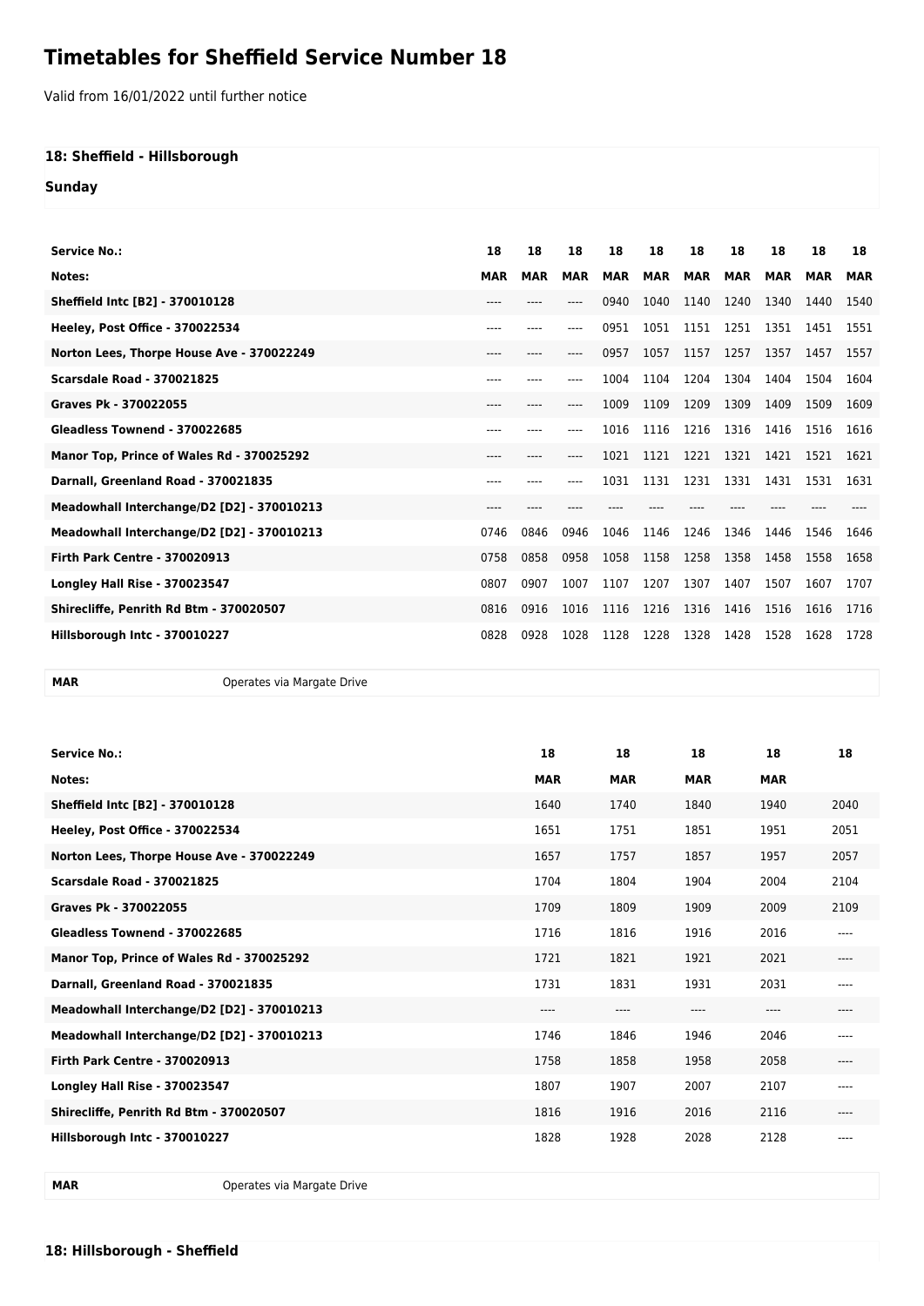# Timetables for Sheffield Service Number 18

Valid from 16/01/2022 until further notice

### 18: Sheffield - Hillsborough

### Sunday

| Service No.: | 18 | 18 | 18 | 18 | 18 | 18 | 18 | 18 | 18 | 18 |
|---|---|---|---|---|---|---|---|---|---|---|
| Notes: | MAR | MAR | MAR | MAR | MAR | MAR | MAR | MAR | MAR | MAR |
| Sheffield Intc [B2] - 370010128 | ---- | ---- | ---- | 0940 | 1040 | 1140 | 1240 | 1340 | 1440 | 1540 |
| Heeley, Post Office - 370022534 | ---- | ---- | ---- | 0951 | 1051 | 1151 | 1251 | 1351 | 1451 | 1551 |
| Norton Lees, Thorpe House Ave - 370022249 | ---- | ---- | ---- | 0957 | 1057 | 1157 | 1257 | 1357 | 1457 | 1557 |
| Scarsdale Road - 370021825 | ---- | ---- | ---- | 1004 | 1104 | 1204 | 1304 | 1404 | 1504 | 1604 |
| Graves Pk - 370022055 | ---- | ---- | ---- | 1009 | 1109 | 1209 | 1309 | 1409 | 1509 | 1609 |
| Gleadless Townend - 370022685 | ---- | ---- | ---- | 1016 | 1116 | 1216 | 1316 | 1416 | 1516 | 1616 |
| Manor Top, Prince of Wales Rd - 370025292 | ---- | ---- | ---- | 1021 | 1121 | 1221 | 1321 | 1421 | 1521 | 1621 |
| Darnall, Greenland Road - 370021835 | ---- | ---- | ---- | 1031 | 1131 | 1231 | 1331 | 1431 | 1531 | 1631 |
| Meadowhall Interchange/D2 [D2] - 370010213 | ---- | ---- | ---- | ---- | ---- | ---- | ---- | ---- | ---- | ---- |
| Meadowhall Interchange/D2 [D2] - 370010213 | 0746 | 0846 | 0946 | 1046 | 1146 | 1246 | 1346 | 1446 | 1546 | 1646 |
| Firth Park Centre - 370020913 | 0758 | 0858 | 0958 | 1058 | 1158 | 1258 | 1358 | 1458 | 1558 | 1658 |
| Longley Hall Rise - 370023547 | 0807 | 0907 | 1007 | 1107 | 1207 | 1307 | 1407 | 1507 | 1607 | 1707 |
| Shirecliffe, Penrith Rd Btm - 370020507 | 0816 | 0916 | 1016 | 1116 | 1216 | 1316 | 1416 | 1516 | 1616 | 1716 |
| Hillsborough Intc - 370010227 | 0828 | 0928 | 1028 | 1128 | 1228 | 1328 | 1428 | 1528 | 1628 | 1728 |

| MAR | Operates via Margate Drive |
|---|---|

| Service No.: | 18 | 18 | 18 | 18 | 18 |
|---|---|---|---|---|---|
| Notes: | MAR | MAR | MAR | MAR | |
| Sheffield Intc [B2] - 370010128 | 1640 | 1740 | 1840 | 1940 | 2040 |
| Heeley, Post Office - 370022534 | 1651 | 1751 | 1851 | 1951 | 2051 |
| Norton Lees, Thorpe House Ave - 370022249 | 1657 | 1757 | 1857 | 1957 | 2057 |
| Scarsdale Road - 370021825 | 1704 | 1804 | 1904 | 2004 | 2104 |
| Graves Pk - 370022055 | 1709 | 1809 | 1909 | 2009 | 2109 |
| Gleadless Townend - 370022685 | 1716 | 1816 | 1916 | 2016 | ---- |
| Manor Top, Prince of Wales Rd - 370025292 | 1721 | 1821 | 1921 | 2021 | ---- |
| Darnall, Greenland Road - 370021835 | 1731 | 1831 | 1931 | 2031 | ---- |
| Meadowhall Interchange/D2 [D2] - 370010213 | ---- | ---- | ---- | ---- | ---- |
| Meadowhall Interchange/D2 [D2] - 370010213 | 1746 | 1846 | 1946 | 2046 | ---- |
| Firth Park Centre - 370020913 | 1758 | 1858 | 1958 | 2058 | ---- |
| Longley Hall Rise - 370023547 | 1807 | 1907 | 2007 | 2107 | ---- |
| Shirecliffe, Penrith Rd Btm - 370020507 | 1816 | 1916 | 2016 | 2116 | ---- |
| Hillsborough Intc - 370010227 | 1828 | 1928 | 2028 | 2128 | ---- |

| MAR | Operates via Margate Drive |
|---|---|

### 18: Hillsborough - Sheffield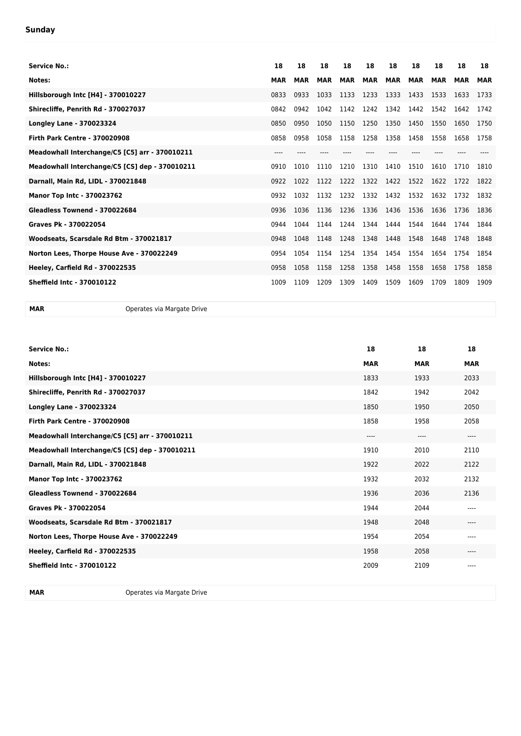## Sunday

| Service No.: | 18 | 18 | 18 | 18 | 18 | 18 | 18 | 18 | 18 | 18 |
|---|---|---|---|---|---|---|---|---|---|---|
| **Notes:** | **MAR** | **MAR** | **MAR** | **MAR** | **MAR** | **MAR** | **MAR** | **MAR** | **MAR** | **MAR** |
| **Hillsborough Intc [H4] - 370010227** | 0833 | 0933 | 1033 | 1133 | 1233 | 1333 | 1433 | 1533 | 1633 | 1733 |
| **Shirecliffe, Penrith Rd - 370027037** | 0842 | 0942 | 1042 | 1142 | 1242 | 1342 | 1442 | 1542 | 1642 | 1742 |
| **Longley Lane - 370023324** | 0850 | 0950 | 1050 | 1150 | 1250 | 1350 | 1450 | 1550 | 1650 | 1750 |
| **Firth Park Centre - 370020908** | 0858 | 0958 | 1058 | 1158 | 1258 | 1358 | 1458 | 1558 | 1658 | 1758 |
| **Meadowhall Interchange/C5 [C5] arr - 370010211** | ---- | ---- | ---- | ---- | ---- | ---- | ---- | ---- | ---- | ---- |
| **Meadowhall Interchange/C5 [C5] dep - 370010211** | 0910 | 1010 | 1110 | 1210 | 1310 | 1410 | 1510 | 1610 | 1710 | 1810 |
| **Darnall, Main Rd, LIDL - 370021848** | 0922 | 1022 | 1122 | 1222 | 1322 | 1422 | 1522 | 1622 | 1722 | 1822 |
| **Manor Top Intc - 370023762** | 0932 | 1032 | 1132 | 1232 | 1332 | 1432 | 1532 | 1632 | 1732 | 1832 |
| **Gleadless Townend - 370022684** | 0936 | 1036 | 1136 | 1236 | 1336 | 1436 | 1536 | 1636 | 1736 | 1836 |
| **Graves Pk - 370022054** | 0944 | 1044 | 1144 | 1244 | 1344 | 1444 | 1544 | 1644 | 1744 | 1844 |
| **Woodseats, Scarsdale Rd Btm - 370021817** | 0948 | 1048 | 1148 | 1248 | 1348 | 1448 | 1548 | 1648 | 1748 | 1848 |
| **Norton Lees, Thorpe House Ave - 370022249** | 0954 | 1054 | 1154 | 1254 | 1354 | 1454 | 1554 | 1654 | 1754 | 1854 |
| **Heeley, Carfield Rd - 370022535** | 0958 | 1058 | 1158 | 1258 | 1358 | 1458 | 1558 | 1658 | 1758 | 1858 |
| **Sheffield Intc - 370010122** | 1009 | 1109 | 1209 | 1309 | 1409 | 1509 | 1609 | 1709 | 1809 | 1909 |

| | |
|---|---|
| **MAR** | Operates via Margate Drive |

| Service No.: | 18 | 18 | 18 |
|---|---|---|---|
| **Notes:** | **MAR** | **MAR** | **MAR** |
| **Hillsborough Intc [H4] - 370010227** | 1833 | 1933 | 2033 |
| **Shirecliffe, Penrith Rd - 370027037** | 1842 | 1942 | 2042 |
| **Longley Lane - 370023324** | 1850 | 1950 | 2050 |
| **Firth Park Centre - 370020908** | 1858 | 1958 | 2058 |
| **Meadowhall Interchange/C5 [C5] arr - 370010211** | ---- | ---- | ---- |
| **Meadowhall Interchange/C5 [C5] dep - 370010211** | 1910 | 2010 | 2110 |
| **Darnall, Main Rd, LIDL - 370021848** | 1922 | 2022 | 2122 |
| **Manor Top Intc - 370023762** | 1932 | 2032 | 2132 |
| **Gleadless Townend - 370022684** | 1936 | 2036 | 2136 |
| **Graves Pk - 370022054** | 1944 | 2044 | ---- |
| **Woodseats, Scarsdale Rd Btm - 370021817** | 1948 | 2048 | ---- |
| **Norton Lees, Thorpe House Ave - 370022249** | 1954 | 2054 | ---- |
| **Heeley, Carfield Rd - 370022535** | 1958 | 2058 | ---- |
| **Sheffield Intc - 370010122** | 2009 | 2109 | ---- |

| | |
|---|---|
| **MAR** | Operates via Margate Drive |